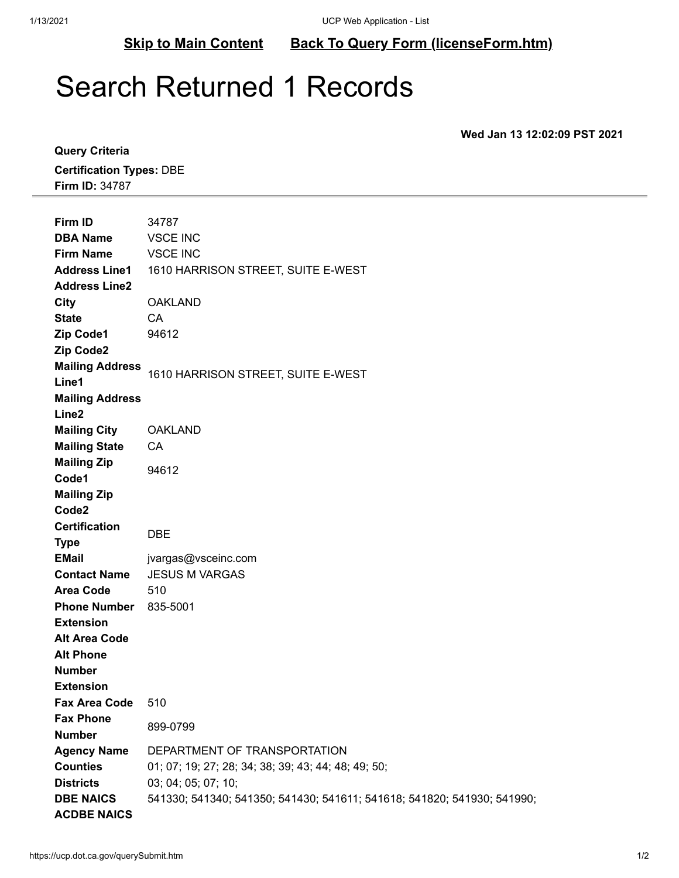**Skip to Main Content** **Back To Query Form (licenseForm.htm)**

# Search Returned 1 Records

**Wed Jan 13 12:02:09 PST 2021**

**Query Criteria**

**Certification Types:** DBE

**Firm ID:** 34787

---

| | |
|---|---|
| **Firm ID** | 34787 |
| **DBA Name** | VSCE INC |
| **Firm Name** | VSCE INC |
| **Address Line1** | 1610 HARRISON STREET, SUITE E-WEST |
| **Address Line2** | |
| **City** | OAKLAND |
| **State** | CA |
| **Zip Code1** | 94612 |
| **Zip Code2** | |
| **Mailing Address Line1** | 1610 HARRISON STREET, SUITE E-WEST |
| **Mailing Address Line2** | |
| **Mailing City** | OAKLAND |
| **Mailing State** | CA |
| **Mailing Zip Code1** | 94612 |
| **Mailing Zip Code2** | |
| **Certification Type** | DBE |
| **EMail** | jvargas@vsceinc.com |
| **Contact Name** | JESUS M VARGAS |
| **Area Code** | 510 |
| **Phone Number** | 835-5001 |
| **Extension** | |
| **Alt Area Code** | |
| **Alt Phone Number** | |
| **Extension** | |
| **Fax Area Code** | 510 |
| **Fax Phone Number** | 899-0799 |
| **Agency Name** | DEPARTMENT OF TRANSPORTATION |
| **Counties** | 01; 07; 19; 27; 28; 34; 38; 39; 43; 44; 48; 49; 50; |
| **Districts** | 03; 04; 05; 07; 10; |
| **DBE NAICS** | 541330; 541340; 541350; 541430; 541611; 541618; 541820; 541930; 541990; |
| **ACDBE NAICS** | |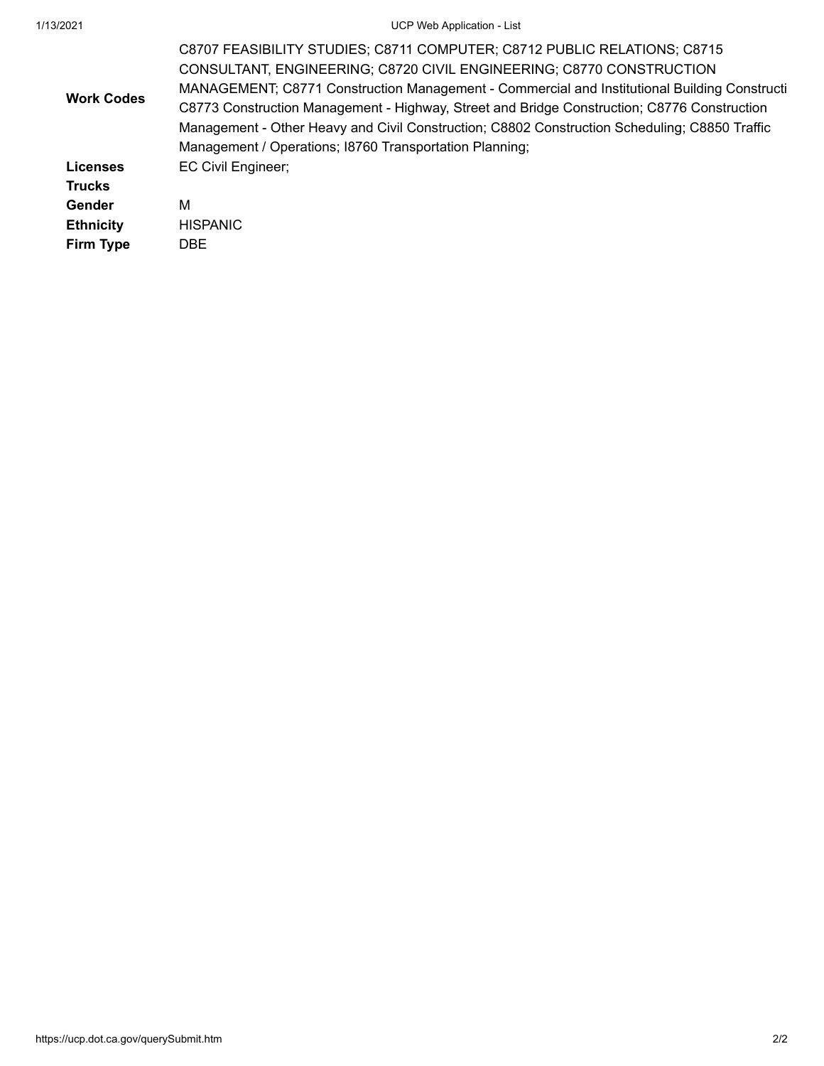| | |
|---|---|
| **Work Codes** | C8707 FEASIBILITY STUDIES; C8711 COMPUTER; C8712 PUBLIC RELATIONS; C8715 CONSULTANT, ENGINEERING; C8720 CIVIL ENGINEERING; C8770 CONSTRUCTION MANAGEMENT; C8771 Construction Management - Commercial and Institutional Building Constructi C8773 Construction Management - Highway, Street and Bridge Construction; C8776 Construction Management - Other Heavy and Civil Construction; C8802 Construction Scheduling; C8850 Traffic Management / Operations; I8760 Transportation Planning; |
| **Licenses** | EC Civil Engineer; |
| **Trucks** | |
| **Gender** | M |
| **Ethnicity** | HISPANIC |
| **Firm Type** | DBE |